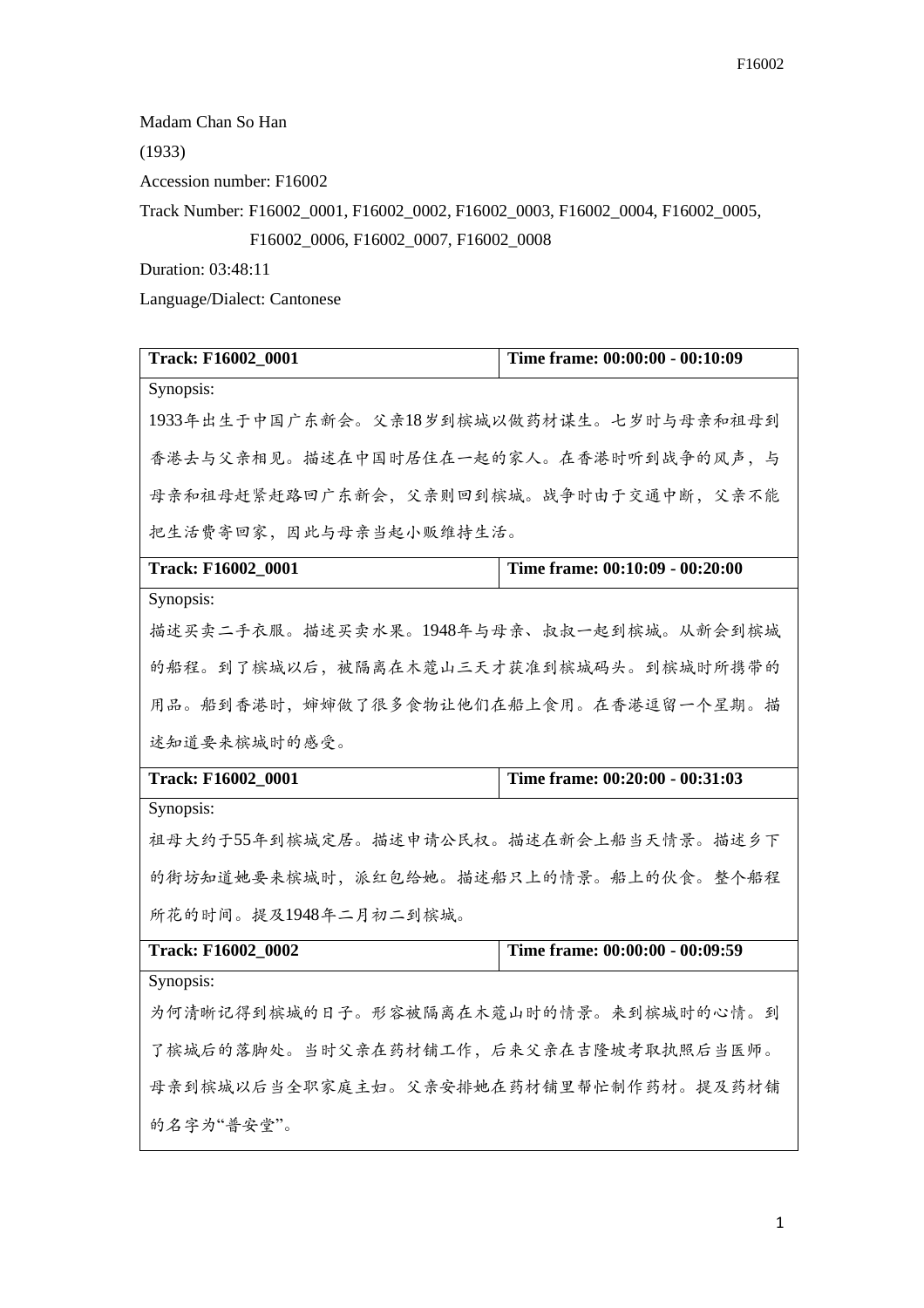Madam Chan So Han

(1933)

Accession number: F16002

Track Number: F16002_0001, F16002_0002, F16002_0003, F16002_0004, F16002_0005, F16002_0006, F16002_0007, F16002_0008

Duration: 03:48:11

Language/Dialect: Cantonese

| Track: F16002_0001 | Time frame: 00:00:00 - 00:10:09 |
|---|---|
| Synopsis:<br>1933年出生于中国广东新会。父亲18岁到槟城以做药材谋生。七岁时与母亲和祖母到香港去与父亲相见。描述在中国时居住在一起的家人。在香港时听到战争的风声，与母亲和祖母赶紧赶路回广东新会，父亲则回到槟城。战争时由于交通中断，父亲不能把生活费寄回家，因此与母亲当起小贩维持生活。 | |
| **Track: F16002_0001** | **Time frame: 00:10:09 - 00:20:00** |
| Synopsis:<br>描述买卖二手衣服。描述买卖水果。1948年与母亲、叔叔一起到槟城。从新会到槟城的船程。到了槟城以后，被隔离在木蔻山三天才获准到槟城码头。到槟城时所携带的用品。船到香港时，婶婶做了很多食物让他们在船上食用。在香港逗留一个星期。描述知道要来槟城时的感受。 | |
| **Track: F16002_0001** | **Time frame: 00:20:00 - 00:31:03** |
| Synopsis:<br>祖母大约于55年到槟城定居。描述申请公民权。描述在新会上船当天情景。描述乡下的街坊知道她要来槟城时，派红包给她。描述船只上的情景。船上的伙食。整个船程所花的时间。提及1948年二月初二到槟城。 | |
| **Track: F16002_0002** | **Time frame: 00:00:00 - 00:09:59** |
| Synopsis:<br>为何清晰记得到槟城的日子。形容被隔离在木蔻山时的情景。来到槟城时的心情。到了槟城后的落脚处。当时父亲在药材铺工作，后来父亲在吉隆坡考取执照后当医师。母亲到槟城以后当全职家庭主妇。父亲安排她在药材铺里帮忙制作药材。提及药材铺的名字为“普安堂”。 | |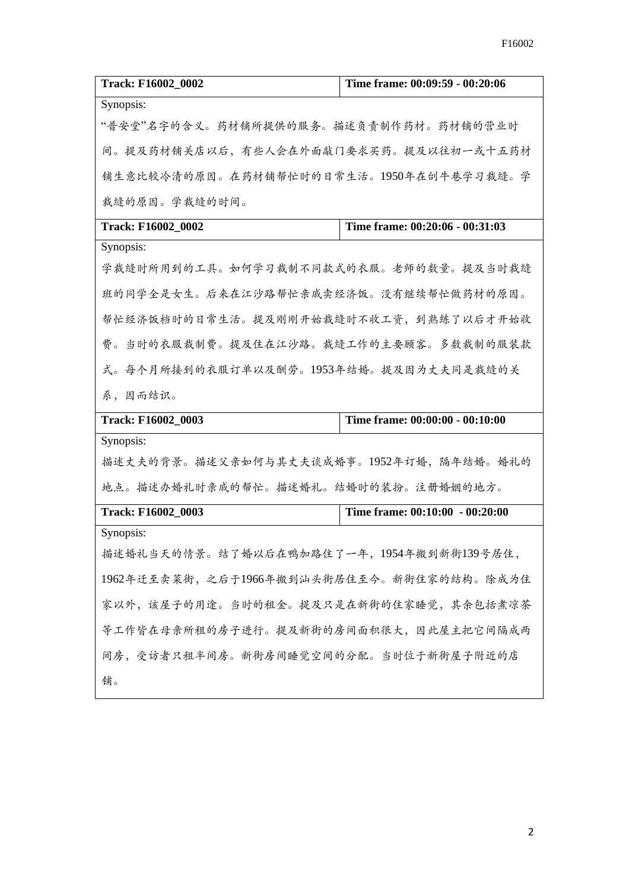| Track: F16002_0002 | Time frame: 00:09:59 - 00:20:06 |
|---|---|
| Synopsis:<br>"普安堂"名字的含义。药材铺所提供的服务。描述负责制作药材。药材铺的营业时间。提及药材铺关店以后，有些人会在外面敲门要求买药。提及以往初一或十五药材铺生意比较冷清的原因。在药材铺帮忙时的日常生活。1950年在剑牛巷学习裁缝。学裁缝的原因。学裁缝的时间。 | |
| **Track: F16002_0002** | **Time frame: 00:20:06 - 00:31:03** |
| Synopsis:<br>学裁缝时所用到的工具。如何学习裁制不同款式的衣服。老师的数量。提及当时裁缝班的同学全是女生。后来在江沙路帮忙亲戚卖经济饭。没有继续帮忙做药材的原因。帮忙经济饭档时的日常生活。提及刚刚开始裁缝时不收工资，到熟练了以后才开始收费。当时的衣服裁制费。提及住在江沙路。裁缝工作的主要顾客。多数裁制的服装款式。每个月所接到的衣服订单以及酬劳。1953年结婚。提及因为丈夫同是裁缝的关系，因而结识。 | |
| **Track: F16002_0003** | **Time frame: 00:00:00 - 00:10:00** |
| Synopsis:<br>描述丈夫的背景。描述父亲如何与其丈夫谈成婚事。1952年订婚，隔年结婚。婚礼的地点。描述办婚礼时亲戚的帮忙。描述婚礼。结婚时的装扮。注册婚姻的地方。 | |
| **Track: F16002_0003** | **Time frame: 00:10:00 - 00:20:00** |
| Synopsis:<br>描述婚礼当天的情景。结了婚以后在鸭加路住了一年，1954年搬到新街139号居住，1962年迁至卖菜街，之后于1966年搬到汕头街居住至今。新街住家的结构。除成为住家以外，该屋子的用途。当时的租金。提及只是在新街的住家睡觉，其余包括煮凉茶等工作皆在母亲所租的房子进行。提及新街的房间面积很大，因此屋主把它间隔成两间房，受访者只租半间房。新街房间睡觉空间的分配。当时位于新街屋子附近的店铺。 | |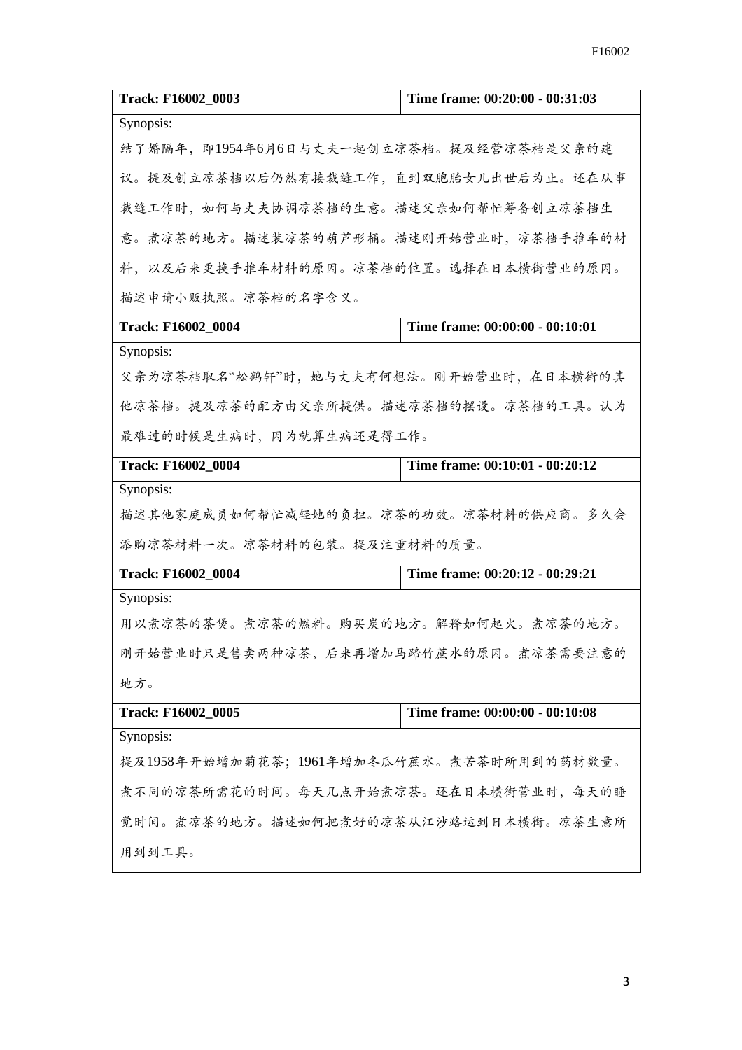| Track: F16002_0003 | Time frame: 00:20:00 - 00:31:03 |
| --- | --- |
| Synopsis:<br>结了婚隔年，即1954年6月6日与丈夫一起创立凉茶档。提及经营凉茶档是父亲的建议。提及创立凉茶档以后仍然有接裁缝工作，直到双胞胎女儿出世后为止。还在从事裁缝工作时，如何与丈夫协调凉茶档的生意。描述父亲如何帮忙筹备创立凉茶档生意。煮凉茶的地方。描述装凉茶的葫芦形桶。描述刚开始营业时，凉茶档手推车的材料，以及后来更换手推车材料的原因。凉茶档的位置。选择在日本横街营业的原因。描述申请小贩执照。凉茶档的名字含义。 | |
| **Track: F16002_0004** | **Time frame: 00:00:00 - 00:10:01** |
| Synopsis:<br>父亲为凉茶档取名"松鹤轩"时，她与丈夫有何想法。刚开始营业时，在日本横街的其他凉茶档。提及凉茶的配方由父亲所提供。描述凉茶档的摆设。凉茶档的工具。认为最难过的时候是生病时，因为就算生病还是得工作。 | |
| **Track: F16002_0004** | **Time frame: 00:10:01 - 00:20:12** |
| Synopsis:<br>描述其他家庭成员如何帮忙减轻她的负担。凉茶的功效。凉茶材料的供应商。多久会添购凉茶材料一次。凉茶材料的包装。提及注重材料的质量。 | |
| **Track: F16002_0004** | **Time frame: 00:20:12 - 00:29:21** |
| Synopsis:<br>用以煮凉茶的茶煲。煮凉茶的燃料。购买炭的地方。解释如何起火。煮凉茶的地方。刚开始营业时只是售卖两种凉茶，后来再增加马蹄竹蔗水的原因。煮凉茶需要注意的地方。 | |
| **Track: F16002_0005** | **Time frame: 00:00:00 - 00:10:08** |
| Synopsis:<br>提及1958年开始增加菊花茶；1961年增加冬瓜竹蔗水。煮苦茶时所用到的药材数量。煮不同的凉茶所需花的时间。每天几点开始煮凉茶。还在日本横街营业时，每天的睡觉时间。煮凉茶的地方。描述如何把煮好的凉茶从江沙路运到日本横街。凉茶生意所用到到工具。 | |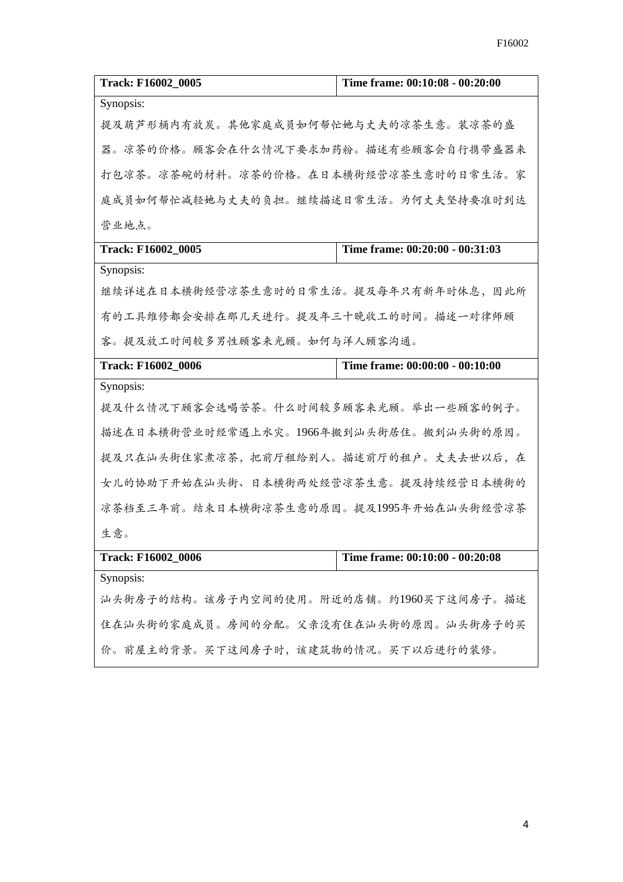| Track: F16002_0005 | Time frame: 00:10:08 - 00:20:00 |
|---|---|
| Synopsis:<br>提及葫芦形桶内有放炭。其他家庭成员如何帮忙她与丈夫的凉茶生意。装凉茶的盛器。凉茶的价格。顾客会在什么情况下要求加药粉。描述有些顾客会自行携带盛器来打包凉茶。凉茶碗的材料。凉茶的价格。在日本横街经营凉茶生意时的日常生活。家庭成员如何帮忙减轻她与丈夫的负担。继续描述日常生活。为何丈夫坚持要准时到达营业地点。 | |
| **Track: F16002_0005** | **Time frame: 00:20:00 - 00:31:03** |
| Synopsis:<br>继续详述在日本横街经营凉茶生意时的日常生活。提及每年只有新年时休息，因此所有的工具维修都会安排在那几天进行。提及年三十晚收工的时间。描述一对律师顾客。提及放工时间较多男性顾客来光顾。如何与洋人顾客沟通。 | |
| **Track: F16002_0006** | **Time frame: 00:00:00 - 00:10:00** |
| Synopsis:<br>提及什么情况下顾客会选喝苦茶。什么时间较多顾客来光顾。举出一些顾客的例子。描述在日本横街营业时经常遇上水灾。1966年搬到汕头街居住。搬到汕头街的原因。提及只在汕头街住家煮凉茶，把前厅租给别人。描述前厅的租户。丈夫去世以后，在女儿的协助下开始在汕头街、日本横街两处经营凉茶生意。提及持续经营日本横街的凉茶档至三年前。结束日本横街凉茶生意的原因。提及1995年开始在汕头街经营凉茶生意。 | |
| **Track: F16002_0006** | **Time frame: 00:10:00 - 00:20:08** |
| Synopsis:<br>汕头街房子的结构。该房子内空间的使用。附近的店铺。约1960买下这间房子。描述住在汕头街的家庭成员。房间的分配。父亲没有住在汕头街的原因。汕头街房子的买价。前屋主的背景。买下这间房子时，该建筑物的情况。买下以后进行的装修。 | |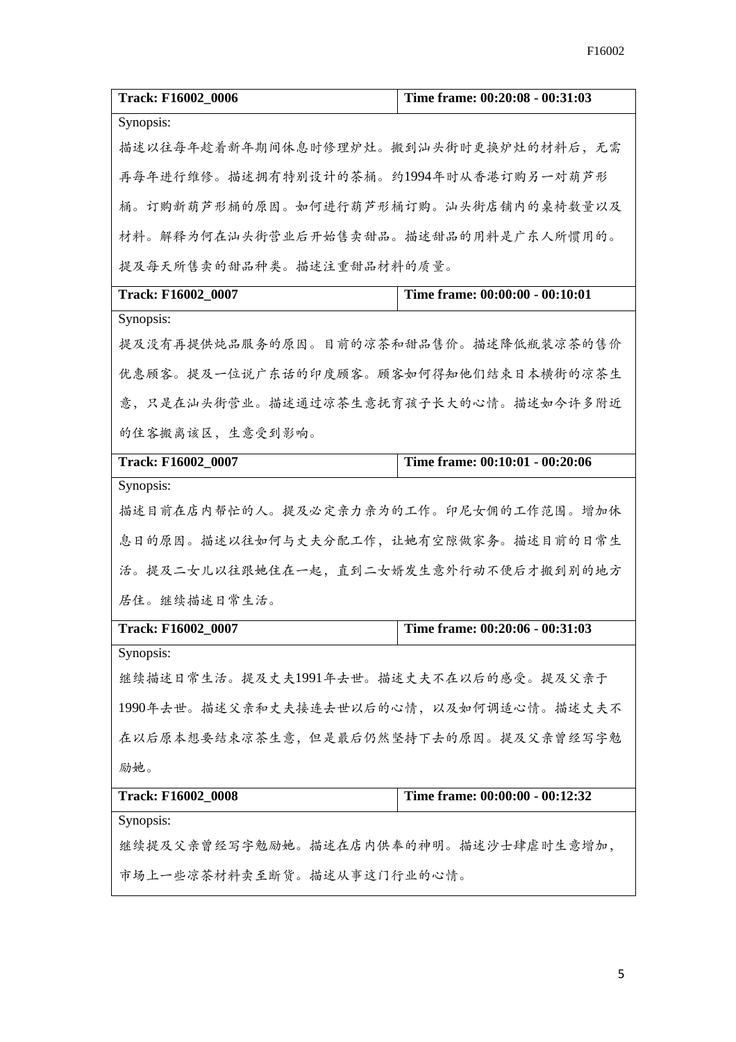| Track: F16002_0006 | Time frame: 00:20:08 - 00:31:03 |
| --- | --- |
| Synopsis:<br>描述以往每年趁着新年期间休息时修理炉灶。搬到汕头街时更换炉灶的材料后，无需再每年进行维修。描述拥有特别设计的茶桶。约1994年时从香港订购另一对葫芦形桶。订购新葫芦形桶的原因。如何进行葫芦形桶订购。汕头街店铺内的桌椅数量以及材料。解释为何在汕头街营业后开始售卖甜品。描述甜品的用料是广东人所惯用的。提及每天所售卖的甜品种类。描述注重甜品材料的质量。 | |

| Track: F16002_0007 | Time frame: 00:00:00 - 00:10:01 |
| --- | --- |
| Synopsis:<br>提及没有再提供炖品服务的原因。目前的凉茶和甜品售价。描述降低瓶装凉茶的售价优惠顾客。提及一位说广东话的印度顾客。顾客如何得知他们结束日本横街的凉茶生意，只是在汕头街营业。描述通过凉茶生意抚育孩子长大的心情。描述如今许多附近的住客搬离该区，生意受到影响。 | |

| Track: F16002_0007 | Time frame: 00:10:01 - 00:20:06 |
| --- | --- |
| Synopsis:<br>描述目前在店内帮忙的人。提及必定亲力亲为的工作。印尼女佣的工作范围。增加休息日的原因。描述以往如何与丈夫分配工作，让她有空隙做家务。描述目前的日常生活。提及二女儿以往跟她住在一起，直到二女婿发生意外行动不便后才搬到别的地方居住。继续描述日常生活。 | |

| Track: F16002_0007 | Time frame: 00:20:06 - 00:31:03 |
| --- | --- |
| Synopsis:<br>继续描述日常生活。提及丈夫1991年去世。描述丈夫不在以后的感受。提及父亲于1990年去世。描述父亲和丈夫接连去世以后的心情，以及如何调适心情。描述丈夫不在以后原本想要结束凉茶生意，但是最后仍然坚持下去的原因。提及父亲曾经写字勉励她。 | |

| Track: F16002_0008 | Time frame: 00:00:00 - 00:12:32 |
| --- | --- |
| Synopsis:<br>继续提及父亲曾经写字勉励她。描述在店内供奉的神明。描述沙士肆虐时生意增加，市场上一些凉茶材料卖至断货。描述从事这门行业的心情。 | |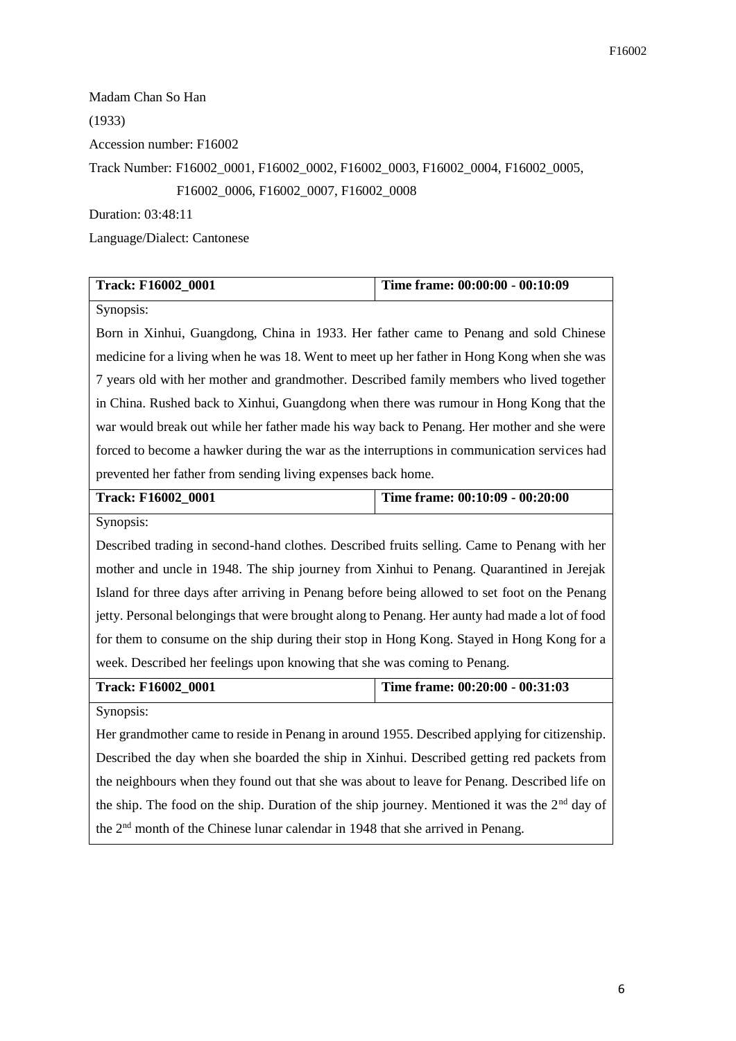Madam Chan So Han

(1933)

Accession number: F16002

Track Number: F16002_0001, F16002_0002, F16002_0003, F16002_0004, F16002_0005, F16002_0006, F16002_0007, F16002_0008

Duration: 03:48:11

Language/Dialect: Cantonese

| **Track: F16002_0001** | **Time frame: 00:00:00 - 00:10:09** |
|---|---|
| Synopsis: Born in Xinhui, Guangdong, China in 1933. Her father came to Penang and sold Chinese medicine for a living when he was 18. Went to meet up her father in Hong Kong when she was 7 years old with her mother and grandmother. Described family members who lived together in China. Rushed back to Xinhui, Guangdong when there was rumour in Hong Kong that the war would break out while her father made his way back to Penang. Her mother and she were forced to become a hawker during the war as the interruptions in communication services had prevented her father from sending living expenses back home. | |
| **Track: F16002_0001** | **Time frame: 00:10:09 - 00:20:00** |
| Synopsis: Described trading in second-hand clothes. Described fruits selling. Came to Penang with her mother and uncle in 1948. The ship journey from Xinhui to Penang. Quarantined in Jerejak Island for three days after arriving in Penang before being allowed to set foot on the Penang jetty. Personal belongings that were brought along to Penang. Her aunty had made a lot of food for them to consume on the ship during their stop in Hong Kong. Stayed in Hong Kong for a week. Described her feelings upon knowing that she was coming to Penang. | |
| **Track: F16002_0001** | **Time frame: 00:20:00 - 00:31:03** |
| Synopsis: Her grandmother came to reside in Penang in around 1955. Described applying for citizenship. Described the day when she boarded the ship in Xinhui. Described getting red packets from the neighbours when they found out that she was about to leave for Penang. Described life on the ship. The food on the ship. Duration of the ship journey. Mentioned it was the 2nd day of the 2nd month of the Chinese lunar calendar in 1948 that she arrived in Penang. | |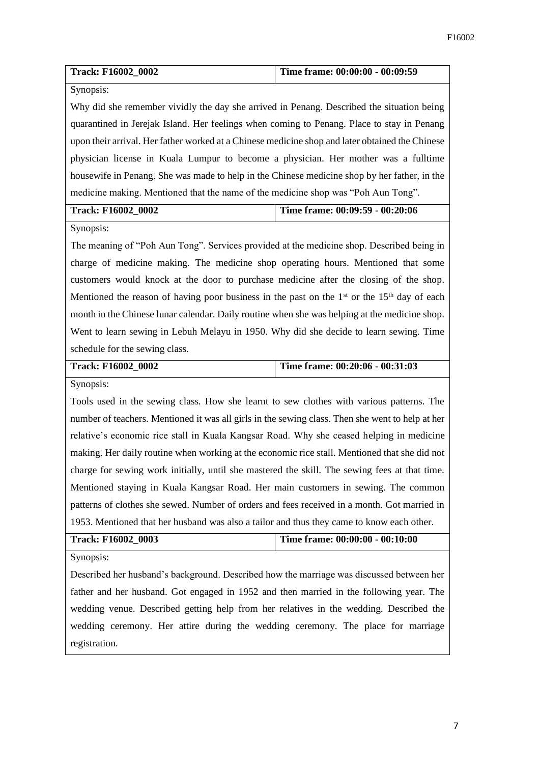| Track: F16002_0002 | Time frame: 00:00:00 - 00:09:59 |
|---|---|
| Synopsis: | |
| Why did she remember vividly the day she arrived in Penang. Described the situation being quarantined in Jerejak Island. Her feelings when coming to Penang. Place to stay in Penang upon their arrival. Her father worked at a Chinese medicine shop and later obtained the Chinese physician license in Kuala Lumpur to become a physician. Her mother was a fulltime housewife in Penang. She was made to help in the Chinese medicine shop by her father, in the medicine making. Mentioned that the name of the medicine shop was "Poh Aun Tong". | |

| Track: F16002_0002 | Time frame: 00:09:59 - 00:20:06 |
|---|---|
| Synopsis: | |
| The meaning of "Poh Aun Tong". Services provided at the medicine shop. Described being in charge of medicine making. The medicine shop operating hours. Mentioned that some customers would knock at the door to purchase medicine after the closing of the shop. Mentioned the reason of having poor business in the past on the 1st or the 15th day of each month in the Chinese lunar calendar. Daily routine when she was helping at the medicine shop. Went to learn sewing in Lebuh Melayu in 1950. Why did she decide to learn sewing. Time schedule for the sewing class. | |

| Track: F16002_0002 | Time frame: 00:20:06 - 00:31:03 |
|---|---|
| Synopsis: | |
| Tools used in the sewing class. How she learnt to sew clothes with various patterns. The number of teachers. Mentioned it was all girls in the sewing class. Then she went to help at her relative's economic rice stall in Kuala Kangsar Road. Why she ceased helping in medicine making. Her daily routine when working at the economic rice stall. Mentioned that she did not charge for sewing work initially, until she mastered the skill. The sewing fees at that time. Mentioned staying in Kuala Kangsar Road. Her main customers in sewing. The common patterns of clothes she sewed. Number of orders and fees received in a month. Got married in 1953. Mentioned that her husband was also a tailor and thus they came to know each other. | |

| Track: F16002_0003 | Time frame: 00:00:00 - 00:10:00 |
|---|---|
| Synopsis: | |
| Described her husband's background. Described how the marriage was discussed between her father and her husband. Got engaged in 1952 and then married in the following year. The wedding venue. Described getting help from her relatives in the wedding. Described the wedding ceremony. Her attire during the wedding ceremony. The place for marriage registration. | |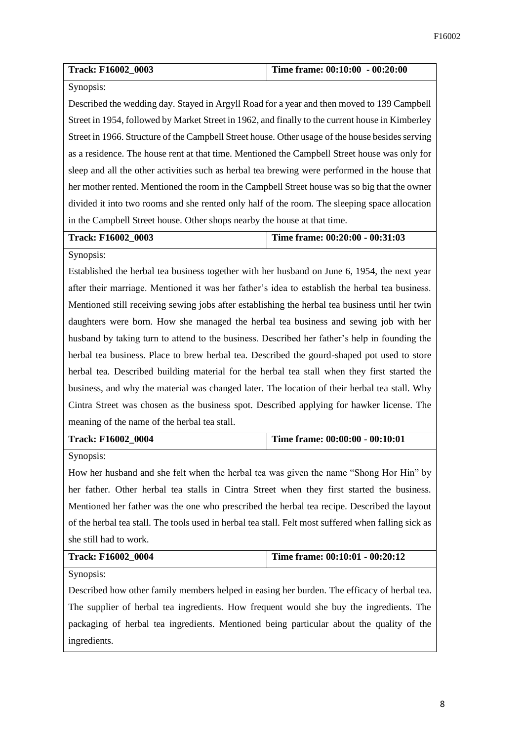| **Track: F16002_0003** | **Time frame: 00:10:00 - 00:20:00** |
|---|---|
| Synopsis: Described the wedding day. Stayed in Argyll Road for a year and then moved to 139 Campbell Street in 1954, followed by Market Street in 1962, and finally to the current house in Kimberley Street in 1966. Structure of the Campbell Street house. Other usage of the house besides serving as a residence. The house rent at that time. Mentioned the Campbell Street house was only for sleep and all the other activities such as herbal tea brewing were performed in the house that her mother rented. Mentioned the room in the Campbell Street house was so big that the owner divided it into two rooms and she rented only half of the room. The sleeping space allocation in the Campbell Street house. Other shops nearby the house at that time. | |

| **Track: F16002_0003** | **Time frame: 00:20:00 - 00:31:03** |
|---|---|
| Synopsis: Established the herbal tea business together with her husband on June 6, 1954, the next year after their marriage. Mentioned it was her father's idea to establish the herbal tea business. Mentioned still receiving sewing jobs after establishing the herbal tea business until her twin daughters were born. How she managed the herbal tea business and sewing job with her husband by taking turn to attend to the business. Described her father's help in founding the herbal tea business. Place to brew herbal tea. Described the gourd-shaped pot used to store herbal tea. Described building material for the herbal tea stall when they first started the business, and why the material was changed later. The location of their herbal tea stall. Why Cintra Street was chosen as the business spot. Described applying for hawker license. The meaning of the name of the herbal tea stall. | |

| **Track: F16002_0004** | **Time frame: 00:00:00 - 00:10:01** |
|---|---|
| Synopsis: How her husband and she felt when the herbal tea was given the name "Shong Hor Hin" by her father. Other herbal tea stalls in Cintra Street when they first started the business. Mentioned her father was the one who prescribed the herbal tea recipe. Described the layout of the herbal tea stall. The tools used in herbal tea stall. Felt most suffered when falling sick as she still had to work. | |

| **Track: F16002_0004** | **Time frame: 00:10:01 - 00:20:12** |
|---|---|
| Synopsis: Described how other family members helped in easing her burden. The efficacy of herbal tea. The supplier of herbal tea ingredients. How frequent would she buy the ingredients. The packaging of herbal tea ingredients. Mentioned being particular about the quality of the ingredients. | |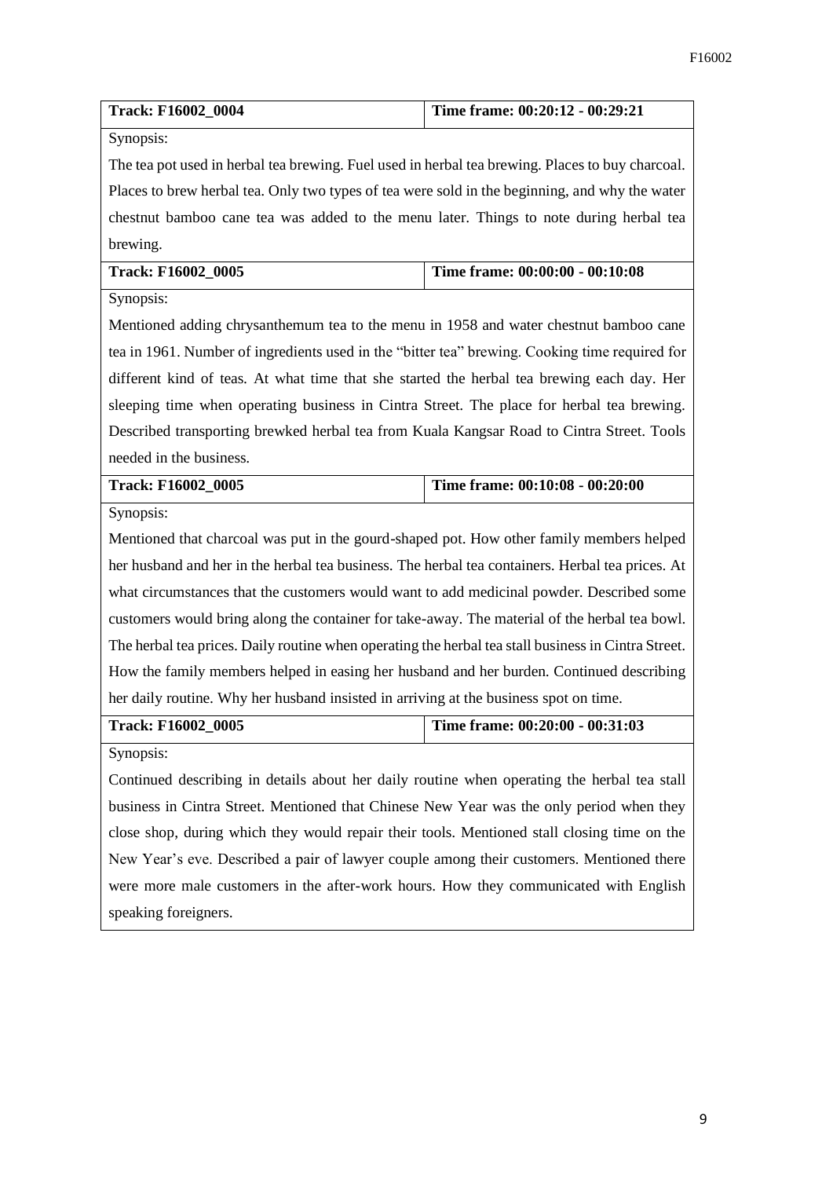| **Track: F16002_0004** | **Time frame: 00:20:12 - 00:29:21** |
| --- | --- |
| Synopsis: | |
| The tea pot used in herbal tea brewing. Fuel used in herbal tea brewing. Places to buy charcoal. Places to brew herbal tea. Only two types of tea were sold in the beginning, and why the water chestnut bamboo cane tea was added to the menu later. Things to note during herbal tea brewing. | |
| **Track: F16002_0005** | **Time frame: 00:00:00 - 00:10:08** |
| Synopsis: | |
| Mentioned adding chrysanthemum tea to the menu in 1958 and water chestnut bamboo cane tea in 1961. Number of ingredients used in the "bitter tea" brewing. Cooking time required for different kind of teas. At what time that she started the herbal tea brewing each day. Her sleeping time when operating business in Cintra Street. The place for herbal tea brewing. Described transporting brewked herbal tea from Kuala Kangsar Road to Cintra Street. Tools needed in the business. | |
| **Track: F16002_0005** | **Time frame: 00:10:08 - 00:20:00** |
| Synopsis: | |
| Mentioned that charcoal was put in the gourd-shaped pot. How other family members helped her husband and her in the herbal tea business. The herbal tea containers. Herbal tea prices. At what circumstances that the customers would want to add medicinal powder. Described some customers would bring along the container for take-away. The material of the herbal tea bowl. The herbal tea prices. Daily routine when operating the herbal tea stall business in Cintra Street. How the family members helped in easing her husband and her burden. Continued describing her daily routine. Why her husband insisted in arriving at the business spot on time. | |
| **Track: F16002_0005** | **Time frame: 00:20:00 - 00:31:03** |
| Synopsis: | |
| Continued describing in details about her daily routine when operating the herbal tea stall business in Cintra Street. Mentioned that Chinese New Year was the only period when they close shop, during which they would repair their tools. Mentioned stall closing time on the New Year's eve. Described a pair of lawyer couple among their customers. Mentioned there were more male customers in the after-work hours. How they communicated with English speaking foreigners. | |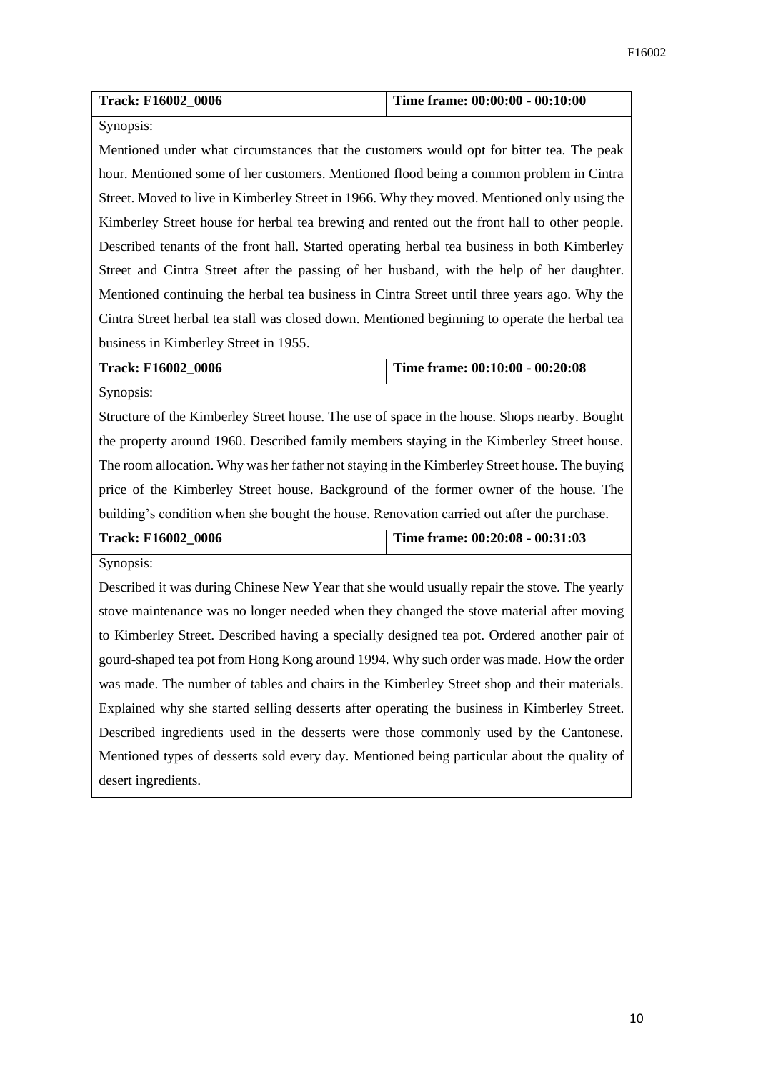| Track: F16002_0006 | Time frame: 00:00:00 - 00:10:00 |
| --- | --- |
| Synopsis:<br>Mentioned under what circumstances that the customers would opt for bitter tea. The peak hour. Mentioned some of her customers. Mentioned flood being a common problem in Cintra Street. Moved to live in Kimberley Street in 1966. Why they moved. Mentioned only using the Kimberley Street house for herbal tea brewing and rented out the front hall to other people. Described tenants of the front hall. Started operating herbal tea business in both Kimberley Street and Cintra Street after the passing of her husband, with the help of her daughter. Mentioned continuing the herbal tea business in Cintra Street until three years ago. Why the Cintra Street herbal tea stall was closed down. Mentioned beginning to operate the herbal tea business in Kimberley Street in 1955. | |

| Track: F16002_0006 | Time frame: 00:10:00 - 00:20:08 |
| --- | --- |
| Synopsis:<br>Structure of the Kimberley Street house. The use of space in the house. Shops nearby. Bought the property around 1960. Described family members staying in the Kimberley Street house. The room allocation. Why was her father not staying in the Kimberley Street house. The buying price of the Kimberley Street house. Background of the former owner of the house. The building's condition when she bought the house. Renovation carried out after the purchase. | |

| Track: F16002_0006 | Time frame: 00:20:08 - 00:31:03 |
| --- | --- |
| Synopsis:<br>Described it was during Chinese New Year that she would usually repair the stove. The yearly stove maintenance was no longer needed when they changed the stove material after moving to Kimberley Street. Described having a specially designed tea pot. Ordered another pair of gourd-shaped tea pot from Hong Kong around 1994. Why such order was made. How the order was made. The number of tables and chairs in the Kimberley Street shop and their materials. Explained why she started selling desserts after operating the business in Kimberley Street. Described ingredients used in the desserts were those commonly used by the Cantonese. Mentioned types of desserts sold every day. Mentioned being particular about the quality of desert ingredients. | |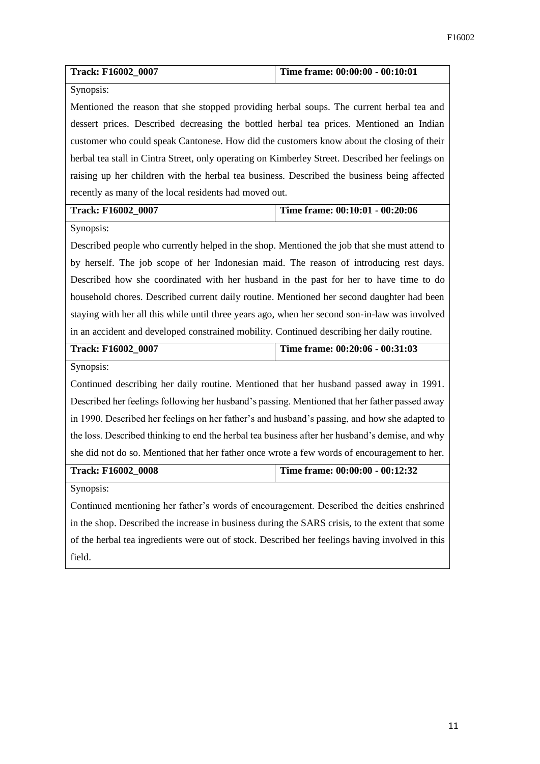| Track: F16002_0007 | Time frame: 00:00:00 - 00:10:01 |
| --- | --- |
| Synopsis: Mentioned the reason that she stopped providing herbal soups. The current herbal tea and dessert prices. Described decreasing the bottled herbal tea prices. Mentioned an Indian customer who could speak Cantonese. How did the customers know about the closing of their herbal tea stall in Cintra Street, only operating on Kimberley Street. Described her feelings on raising up her children with the herbal tea business. Described the business being affected recently as many of the local residents had moved out. | |
| **Track: F16002_0007** | **Time frame: 00:10:01 - 00:20:06** |
| Synopsis: Described people who currently helped in the shop. Mentioned the job that she must attend to by herself. The job scope of her Indonesian maid. The reason of introducing rest days. Described how she coordinated with her husband in the past for her to have time to do household chores. Described current daily routine. Mentioned her second daughter had been staying with her all this while until three years ago, when her second son-in-law was involved in an accident and developed constrained mobility. Continued describing her daily routine. | |
| **Track: F16002_0007** | **Time frame: 00:20:06 - 00:31:03** |
| Synopsis: Continued describing her daily routine. Mentioned that her husband passed away in 1991. Described her feelings following her husband's passing. Mentioned that her father passed away in 1990. Described her feelings on her father's and husband's passing, and how she adapted to the loss. Described thinking to end the herbal tea business after her husband's demise, and why she did not do so. Mentioned that her father once wrote a few words of encouragement to her. | |
| **Track: F16002_0008** | **Time frame: 00:00:00 - 00:12:32** |
| Synopsis: Continued mentioning her father's words of encouragement. Described the deities enshrined in the shop. Described the increase in business during the SARS crisis, to the extent that some of the herbal tea ingredients were out of stock. Described her feelings having involved in this field. | |